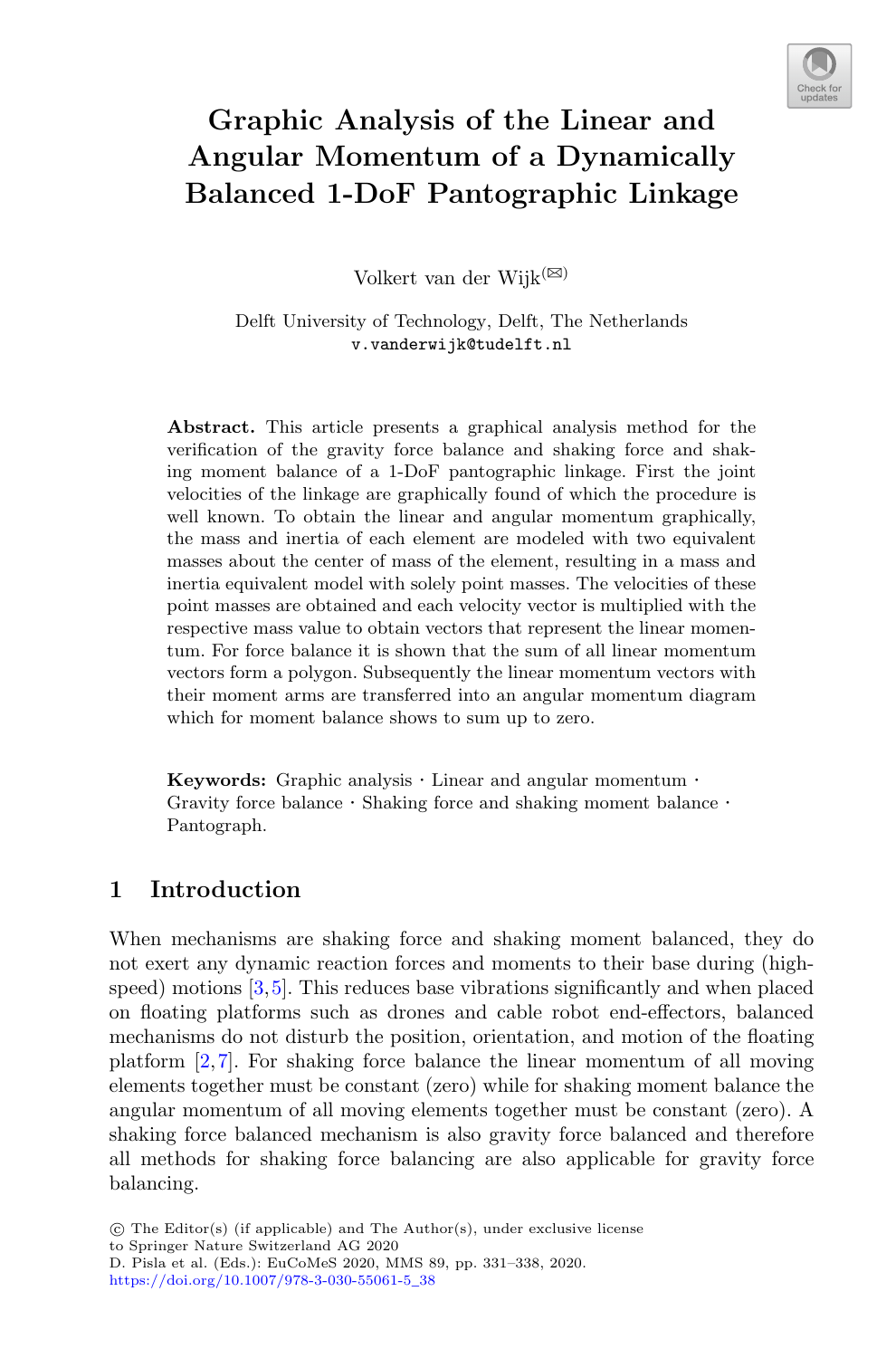# Graphic Analysis of the Linear and Angular Momentum of a Dynamically Balanced 1-DoF Pantographic Linkage

Volkert van der Wijk(✉)

Delft University of Technology, Delft, The Netherlands
v.vanderwijk@tudelft.nl

**Abstract.** This article presents a graphical analysis method for the verification of the gravity force balance and shaking force and shaking moment balance of a 1-DoF pantographic linkage. First the joint velocities of the linkage are graphically found of which the procedure is well known. To obtain the linear and angular momentum graphically, the mass and inertia of each element are modeled with two equivalent masses about the center of mass of the element, resulting in a mass and inertia equivalent model with solely point masses. The velocities of these point masses are obtained and each velocity vector is multiplied with the respective mass value to obtain vectors that represent the linear momentum. For force balance it is shown that the sum of all linear momentum vectors form a polygon. Subsequently the linear momentum vectors with their moment arms are transferred into an angular momentum diagram which for moment balance shows to sum up to zero.

**Keywords:** Graphic analysis · Linear and angular momentum · Gravity force balance · Shaking force and shaking moment balance · Pantograph.

## 1 Introduction

When mechanisms are shaking force and shaking moment balanced, they do not exert any dynamic reaction forces and moments to their base during (high-speed) motions [3,5]. This reduces base vibrations significantly and when placed on floating platforms such as drones and cable robot end-effectors, balanced mechanisms do not disturb the position, orientation, and motion of the floating platform [2,7]. For shaking force balance the linear momentum of all moving elements together must be constant (zero) while for shaking moment balance the angular momentum of all moving elements together must be constant (zero). A shaking force balanced mechanism is also gravity force balanced and therefore all methods for shaking force balancing are also applicable for gravity force balancing.

© The Editor(s) (if applicable) and The Author(s), under exclusive license to Springer Nature Switzerland AG 2020
D. Pisla et al. (Eds.): EuCoMeS 2020, MMS 89, pp. 331–338, 2020.
https://doi.org/10.1007/978-3-030-55061-5_38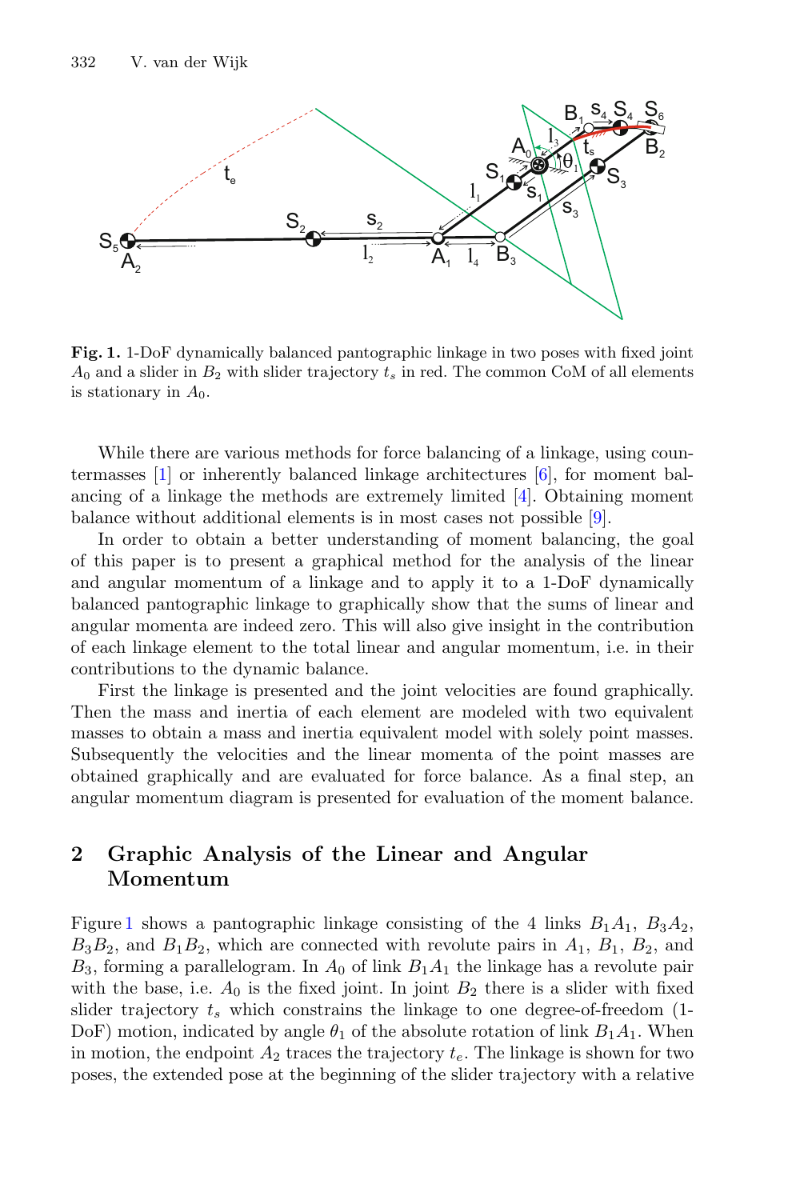**Fig. 1.** 1-DoF dynamically balanced pantographic linkage in two poses with fixed joint $A_0$ and a slider in $B_2$ with slider trajectory $t_s$ in red. The common CoM of all elements is stationary in $A_0$.

While there are various methods for force balancing of a linkage, using countermasses [1] or inherently balanced linkage architectures [6], for moment balancing of a linkage the methods are extremely limited [4]. Obtaining moment balance without additional elements is in most cases not possible [9].

In order to obtain a better understanding of moment balancing, the goal of this paper is to present a graphical method for the analysis of the linear and angular momentum of a linkage and to apply it to a 1-DoF dynamically balanced pantographic linkage to graphically show that the sums of linear and angular momenta are indeed zero. This will also give insight in the contribution of each linkage element to the total linear and angular momentum, i.e. in their contributions to the dynamic balance.

First the linkage is presented and the joint velocities are found graphically. Then the mass and inertia of each element are modeled with two equivalent masses to obtain a mass and inertia equivalent model with solely point masses. Subsequently the velocities and the linear momenta of the point masses are obtained graphically and are evaluated for force balance. As a final step, an angular momentum diagram is presented for evaluation of the moment balance.

## 2 Graphic Analysis of the Linear and Angular Momentum

Figure 1 shows a pantographic linkage consisting of the 4 links $B_1A_1$, $B_3A_2$, $B_3B_2$, and $B_1B_2$, which are connected with revolute pairs in $A_1$, $B_1$, $B_2$, and $B_3$, forming a parallelogram. In $A_0$ of link $B_1A_1$ the linkage has a revolute pair with the base, i.e. $A_0$ is the fixed joint. In joint $B_2$ there is a slider with fixed slider trajectory $t_s$ which constrains the linkage to one degree-of-freedom (1-DoF) motion, indicated by angle $\theta_1$ of the absolute rotation of link $B_1A_1$. When in motion, the endpoint $A_2$ traces the trajectory $t_e$. The linkage is shown for two poses, the extended pose at the beginning of the slider trajectory with a relative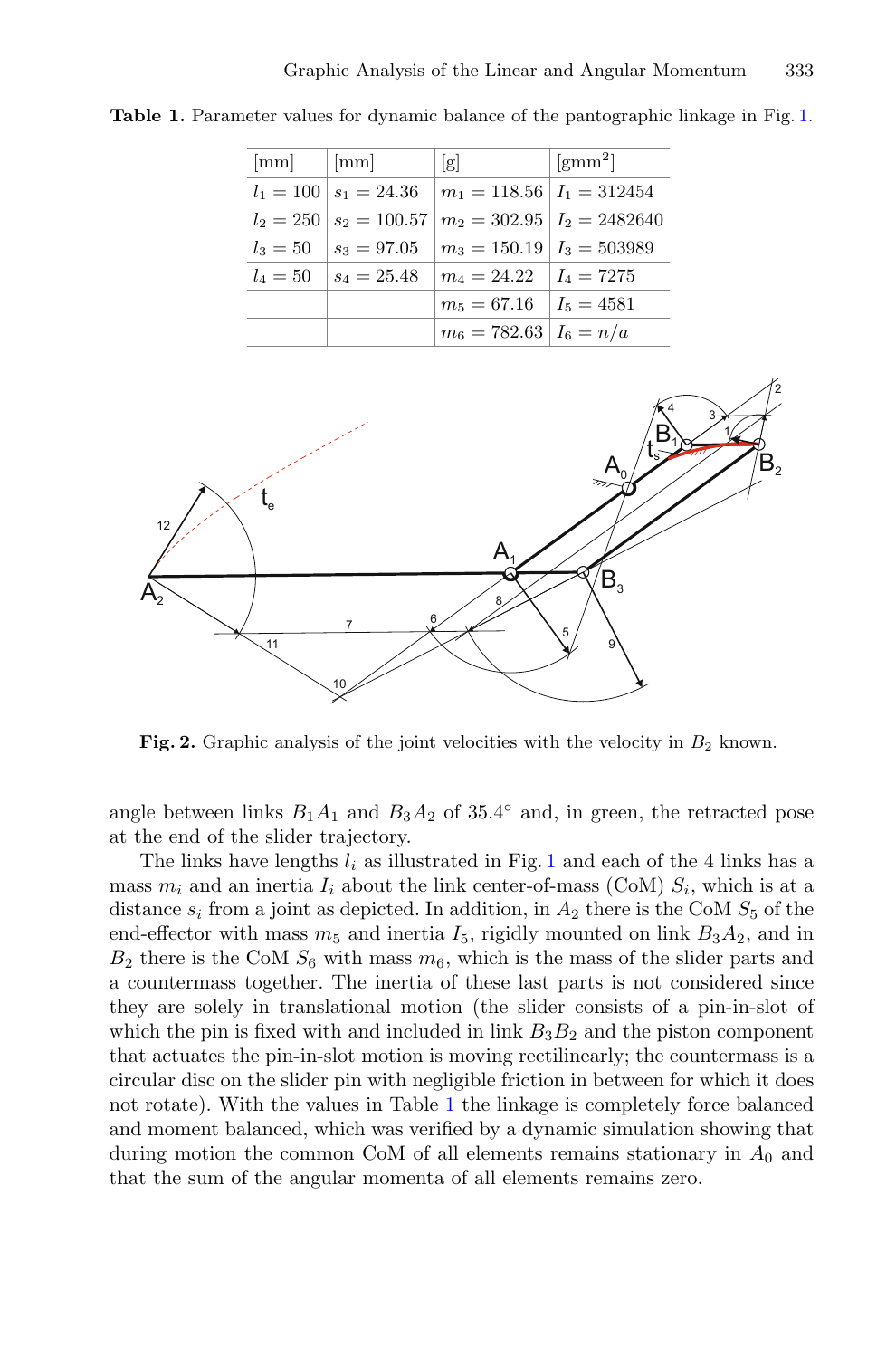**Table 1.** Parameter values for dynamic balance of the pantographic linkage in Fig. 1.

| [mm] | [mm] | [g] | [gmm$^2$] |
|---|---|---|---|
| $l_1 = 100$ | $s_1 = 24.36$ | $m_1 = 118.56$ | $I_1 = 312454$ |
| $l_2 = 250$ | $s_2 = 100.57$ | $m_2 = 302.95$ | $I_2 = 2482640$ |
| $l_3 = 50$ | $s_3 = 97.05$ | $m_3 = 150.19$ | $I_3 = 503989$ |
| $l_4 = 50$ | $s_4 = 25.48$ | $m_4 = 24.22$ | $I_4 = 7275$ |
| | | $m_5 = 67.16$ | $I_5 = 4581$ |
| | | $m_6 = 782.63$ | $I_6 = n/a$ |

**Fig. 2.** Graphic analysis of the joint velocities with the velocity in $B_2$ known.

angle between links $B_1A_1$ and $B_3A_2$ of 35.4° and, in green, the retracted pose at the end of the slider trajectory.

The links have lengths $l_i$ as illustrated in Fig. 1 and each of the 4 links has a mass $m_i$ and an inertia $I_i$ about the link center-of-mass (CoM) $S_i$, which is at a distance $s_i$ from a joint as depicted. In addition, in $A_2$ there is the CoM $S_5$ of the end-effector with mass $m_5$ and inertia $I_5$, rigidly mounted on link $B_3A_2$, and in $B_2$ there is the CoM $S_6$ with mass $m_6$, which is the mass of the slider parts and a countermass together. The inertia of these last parts is not considered since they are solely in translational motion (the slider consists of a pin-in-slot of which the pin is fixed with and included in link $B_3B_2$ and the piston component that actuates the pin-in-slot motion is moving rectilinearly; the countermass is a circular disc on the slider pin with negligible friction in between for which it does not rotate). With the values in Table 1 the linkage is completely force balanced and moment balanced, which was verified by a dynamic simulation showing that during motion the common CoM of all elements remains stationary in $A_0$ and that the sum of the angular momenta of all elements remains zero.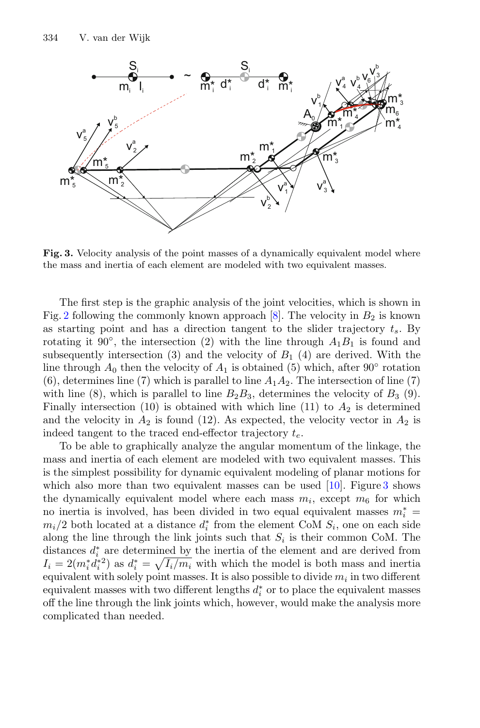**Fig. 3.** Velocity analysis of the point masses of a dynamically equivalent model where the mass and inertia of each element are modeled with two equivalent masses.

The first step is the graphic analysis of the joint velocities, which is shown in Fig. 2 following the commonly known approach [8]. The velocity in $B_2$ is known as starting point and has a direction tangent to the slider trajectory $t_s$. By rotating it 90°, the intersection (2) with the line through $A_1B_1$ is found and subsequently intersection (3) and the velocity of $B_1$ (4) are derived. With the line through $A_0$ then the velocity of $A_1$ is obtained (5) which, after 90° rotation (6), determines line (7) which is parallel to line $A_1A_2$. The intersection of line (7) with line (8), which is parallel to line $B_2B_3$, determines the velocity of $B_3$ (9). Finally intersection (10) is obtained with which line (11) to $A_2$ is determined and the velocity in $A_2$ is found (12). As expected, the velocity vector in $A_2$ is indeed tangent to the traced end-effector trajectory $t_e$.

To be able to graphically analyze the angular momentum of the linkage, the mass and inertia of each element are modeled with two equivalent masses. This is the simplest possibility for dynamic equivalent modeling of planar motions for which also more than two equivalent masses can be used [10]. Figure 3 shows the dynamically equivalent model where each mass $m_i$, except $m_6$ for which no inertia is involved, has been divided in two equal equivalent masses $m_i^* = m_i/2$ both located at a distance $d_i^*$ from the element CoM $S_i$, one on each side along the line through the link joints such that $S_i$ is their common CoM. The distances $d_i^*$ are determined by the inertia of the element and are derived from $I_i = 2(m_i^* d_i^{*2})$ as $d_i^* = \sqrt{I_i/m_i}$ with which the model is both mass and inertia equivalent with solely point masses. It is also possible to divide $m_i$ in two different equivalent masses with two different lengths $d_i^*$ or to place the equivalent masses off the line through the link joints which, however, would make the analysis more complicated than needed.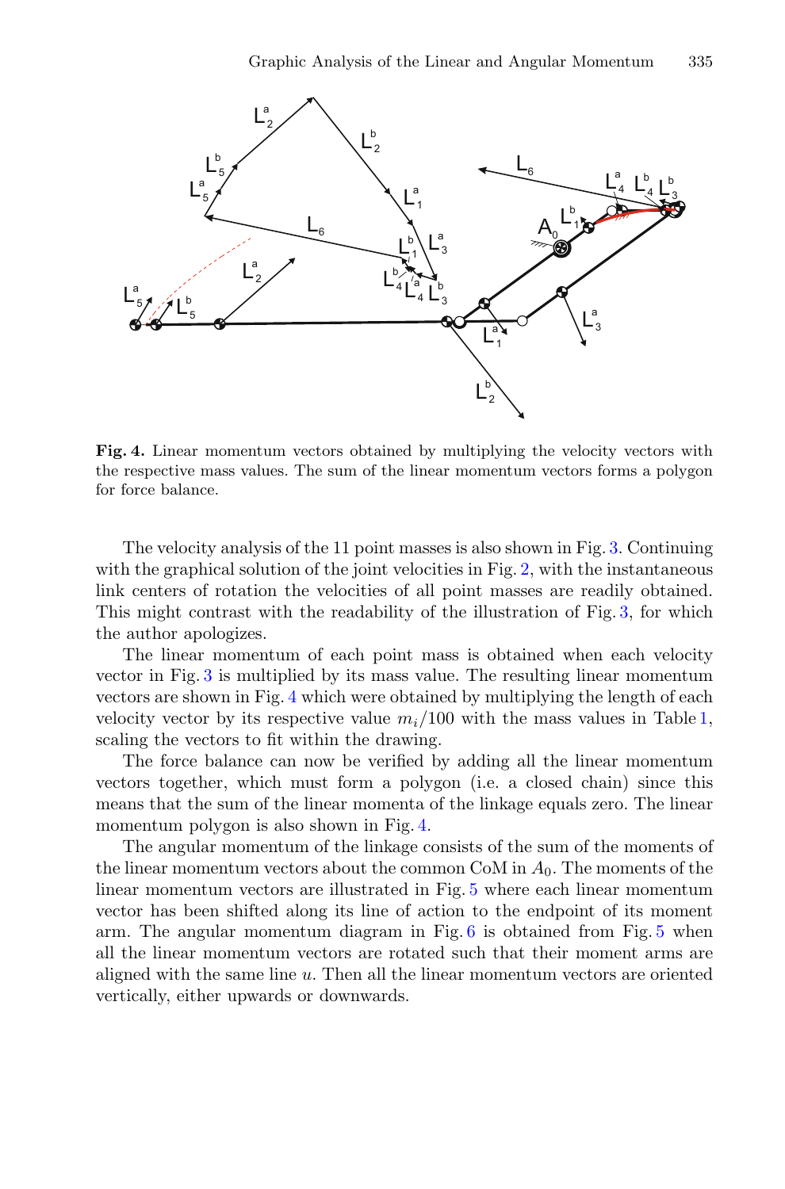**Fig. 4.** Linear momentum vectors obtained by multiplying the velocity vectors with the respective mass values. The sum of the linear momentum vectors forms a polygon for force balance.

The velocity analysis of the 11 point masses is also shown in Fig. 3. Continuing with the graphical solution of the joint velocities in Fig. 2, with the instantaneous link centers of rotation the velocities of all point masses are readily obtained. This might contrast with the readability of the illustration of Fig. 3, for which the author apologizes.

The linear momentum of each point mass is obtained when each velocity vector in Fig. 3 is multiplied by its mass value. The resulting linear momentum vectors are shown in Fig. 4 which were obtained by multiplying the length of each velocity vector by its respective value $m_i/100$ with the mass values in Table 1, scaling the vectors to fit within the drawing.

The force balance can now be verified by adding all the linear momentum vectors together, which must form a polygon (i.e. a closed chain) since this means that the sum of the linear momenta of the linkage equals zero. The linear momentum polygon is also shown in Fig. 4.

The angular momentum of the linkage consists of the sum of the moments of the linear momentum vectors about the common CoM in $A_0$. The moments of the linear momentum vectors are illustrated in Fig. 5 where each linear momentum vector has been shifted along its line of action to the endpoint of its moment arm. The angular momentum diagram in Fig. 6 is obtained from Fig. 5 when all the linear momentum vectors are rotated such that their moment arms are aligned with the same line $u$. Then all the linear momentum vectors are oriented vertically, either upwards or downwards.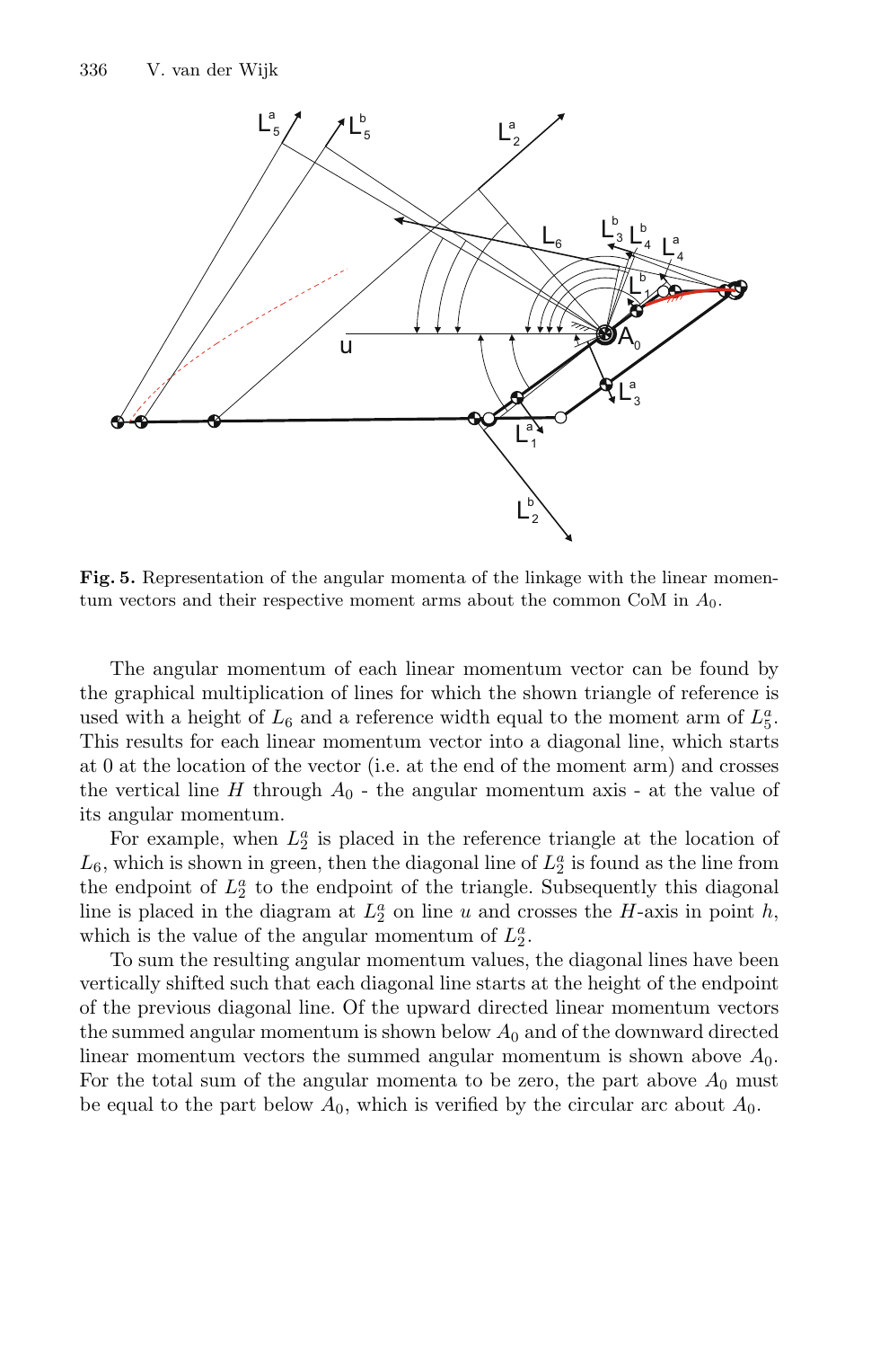**Fig. 5.** Representation of the angular momenta of the linkage with the linear momentum vectors and their respective moment arms about the common CoM in $A_0$.

The angular momentum of each linear momentum vector can be found by the graphical multiplication of lines for which the shown triangle of reference is used with a height of $L_6$ and a reference width equal to the moment arm of $L_5^a$. This results for each linear momentum vector into a diagonal line, which starts at 0 at the location of the vector (i.e. at the end of the moment arm) and crosses the vertical line $H$ through $A_0$ - the angular momentum axis - at the value of its angular momentum.

For example, when $L_2^a$ is placed in the reference triangle at the location of $L_6$, which is shown in green, then the diagonal line of $L_2^a$ is found as the line from the endpoint of $L_2^a$ to the endpoint of the triangle. Subsequently this diagonal line is placed in the diagram at $L_2^a$ on line $u$ and crosses the $H$-axis in point $h$, which is the value of the angular momentum of $L_2^a$.

To sum the resulting angular momentum values, the diagonal lines have been vertically shifted such that each diagonal line starts at the height of the endpoint of the previous diagonal line. Of the upward directed linear momentum vectors the summed angular momentum is shown below $A_0$ and of the downward directed linear momentum vectors the summed angular momentum is shown above $A_0$. For the total sum of the angular momenta to be zero, the part above $A_0$ must be equal to the part below $A_0$, which is verified by the circular arc about $A_0$.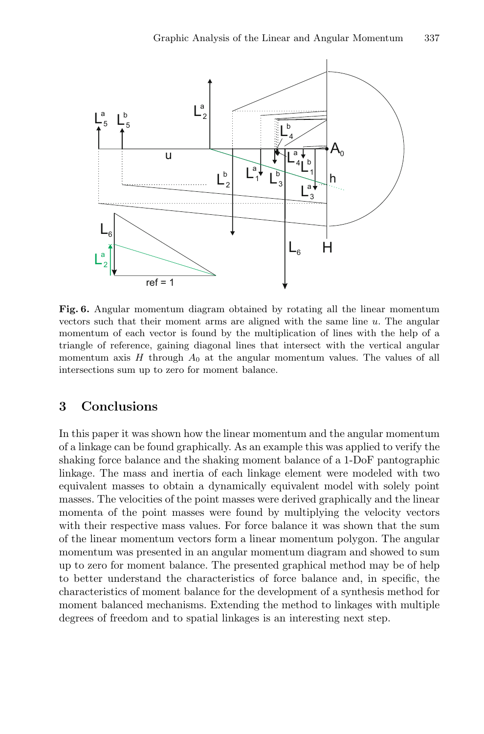**Fig. 6.** Angular momentum diagram obtained by rotating all the linear momentum vectors such that their moment arms are aligned with the same line $u$. The angular momentum of each vector is found by the multiplication of lines with the help of a triangle of reference, gaining diagonal lines that intersect with the vertical angular momentum axis $H$ through $A_0$ at the angular momentum values. The values of all intersections sum up to zero for moment balance.

## 3 Conclusions

In this paper it was shown how the linear momentum and the angular momentum of a linkage can be found graphically. As an example this was applied to verify the shaking force balance and the shaking moment balance of a 1-DoF pantographic linkage. The mass and inertia of each linkage element were modeled with two equivalent masses to obtain a dynamically equivalent model with solely point masses. The velocities of the point masses were derived graphically and the linear momenta of the point masses were found by multiplying the velocity vectors with their respective mass values. For force balance it was shown that the sum of the linear momentum vectors form a linear momentum polygon. The angular momentum was presented in an angular momentum diagram and showed to sum up to zero for moment balance. The presented graphical method may be of help to better understand the characteristics of force balance and, in specific, the characteristics of moment balance for the development of a synthesis method for moment balanced mechanisms. Extending the method to linkages with multiple degrees of freedom and to spatial linkages is an interesting next step.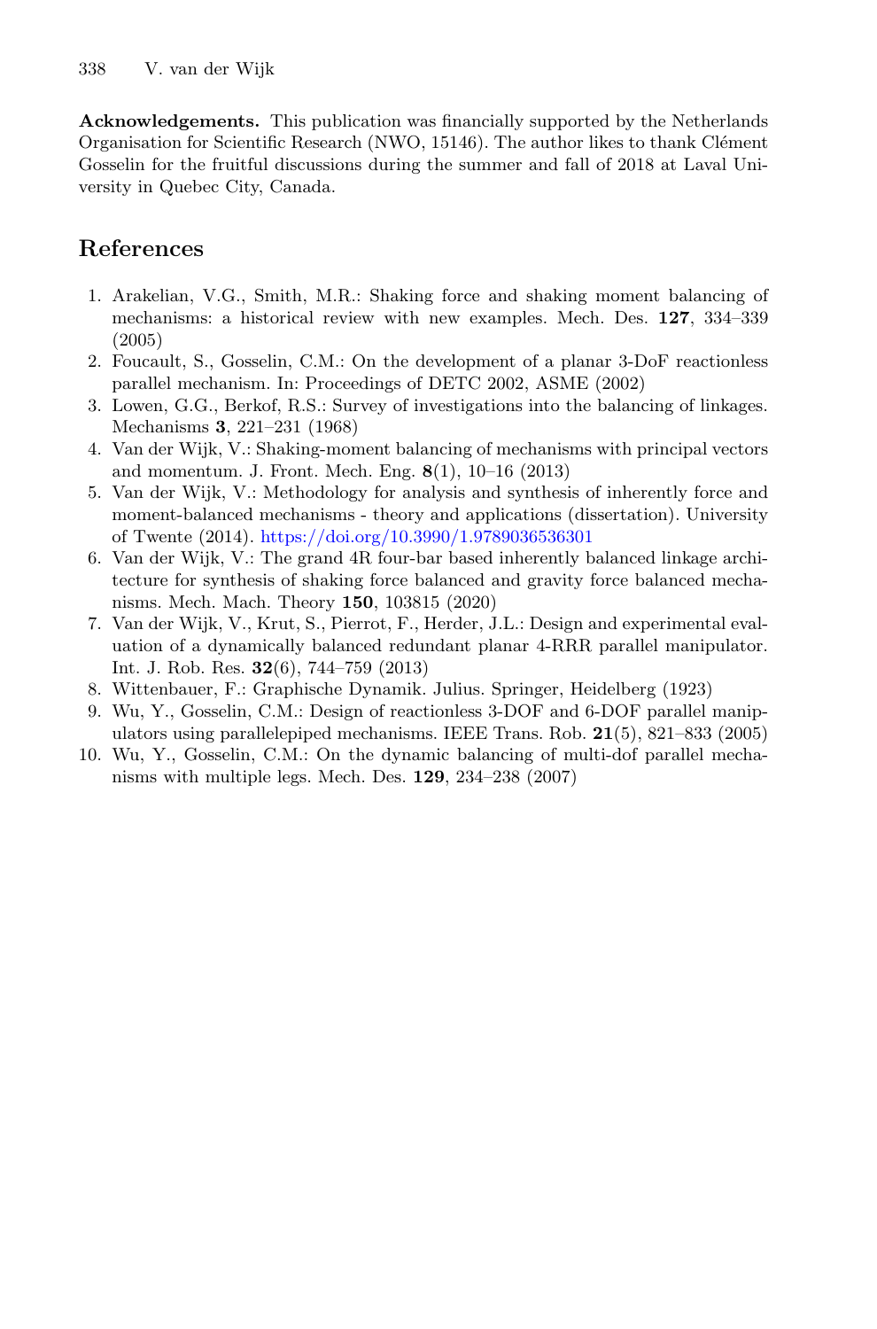**Acknowledgements.** This publication was financially supported by the Netherlands Organisation for Scientific Research (NWO, 15146). The author likes to thank Clément Gosselin for the fruitful discussions during the summer and fall of 2018 at Laval University in Quebec City, Canada.

## References

1. Arakelian, V.G., Smith, M.R.: Shaking force and shaking moment balancing of mechanisms: a historical review with new examples. Mech. Des. **127**, 334–339 (2005)
2. Foucault, S., Gosselin, C.M.: On the development of a planar 3-DoF reactionless parallel mechanism. In: Proceedings of DETC 2002, ASME (2002)
3. Lowen, G.G., Berkof, R.S.: Survey of investigations into the balancing of linkages. Mechanisms **3**, 221–231 (1968)
4. Van der Wijk, V.: Shaking-moment balancing of mechanisms with principal vectors and momentum. J. Front. Mech. Eng. **8**(1), 10–16 (2013)
5. Van der Wijk, V.: Methodology for analysis and synthesis of inherently force and moment-balanced mechanisms - theory and applications (dissertation). University of Twente (2014). https://doi.org/10.3990/1.9789036536301
6. Van der Wijk, V.: The grand 4R four-bar based inherently balanced linkage architecture for synthesis of shaking force balanced and gravity force balanced mechanisms. Mech. Mach. Theory **150**, 103815 (2020)
7. Van der Wijk, V., Krut, S., Pierrot, F., Herder, J.L.: Design and experimental evaluation of a dynamically balanced redundant planar 4-RRR parallel manipulator. Int. J. Rob. Res. **32**(6), 744–759 (2013)
8. Wittenbauer, F.: Graphische Dynamik. Julius. Springer, Heidelberg (1923)
9. Wu, Y., Gosselin, C.M.: Design of reactionless 3-DOF and 6-DOF parallel manipulators using parallelepiped mechanisms. IEEE Trans. Rob. **21**(5), 821–833 (2005)
10. Wu, Y., Gosselin, C.M.: On the dynamic balancing of multi-dof parallel mechanisms with multiple legs. Mech. Des. **129**, 234–238 (2007)